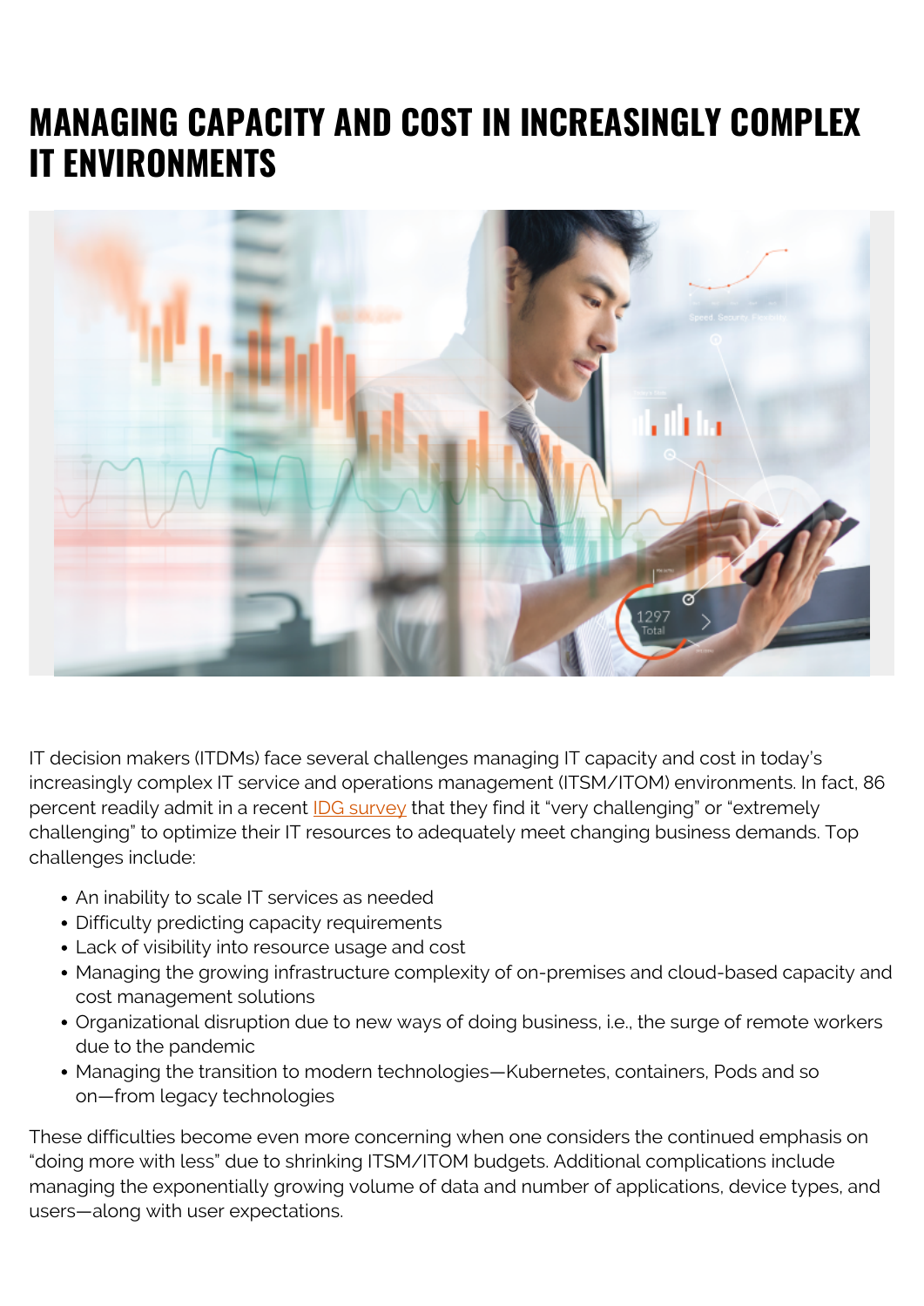# MANAGING CAPACITY AND COST IN INCREASINGLY COMPLEX IT ENVIRONMENTS

IT decision makers (ITDMs) face several challenges managing IT capacity and cost in today's increasingly complex IT service and operations management (ITSM/ITOM) environments. In fact, 86 percent readily admit in a recent IDG survey that they find it "very challenging" or "extremely challenging" to optimize their IT resources to adequately meet changing business demands. Top challenges include:

- An inability to scale IT services as needed
- Difficulty predicting capacity requirements
- Lack of visibility into resource usage and cost
- Managing the growing infrastructure complexity of on-premises and cloud-based capacity and cost management solutions
- Organizational disruption due to new ways of doing business, i.e., the surge of remote workers due to the pandemic
- Managing the transition to modern technologies—Kubernetes, containers, Pods and so on—from legacy technologies

These difficulties become even more concerning when one considers the continued emphasis on "doing more with less" due to shrinking ITSM/ITOM budgets. Additional complications include managing the exponentially growing volume of data and number of applications, device types, and users—along with user expectations.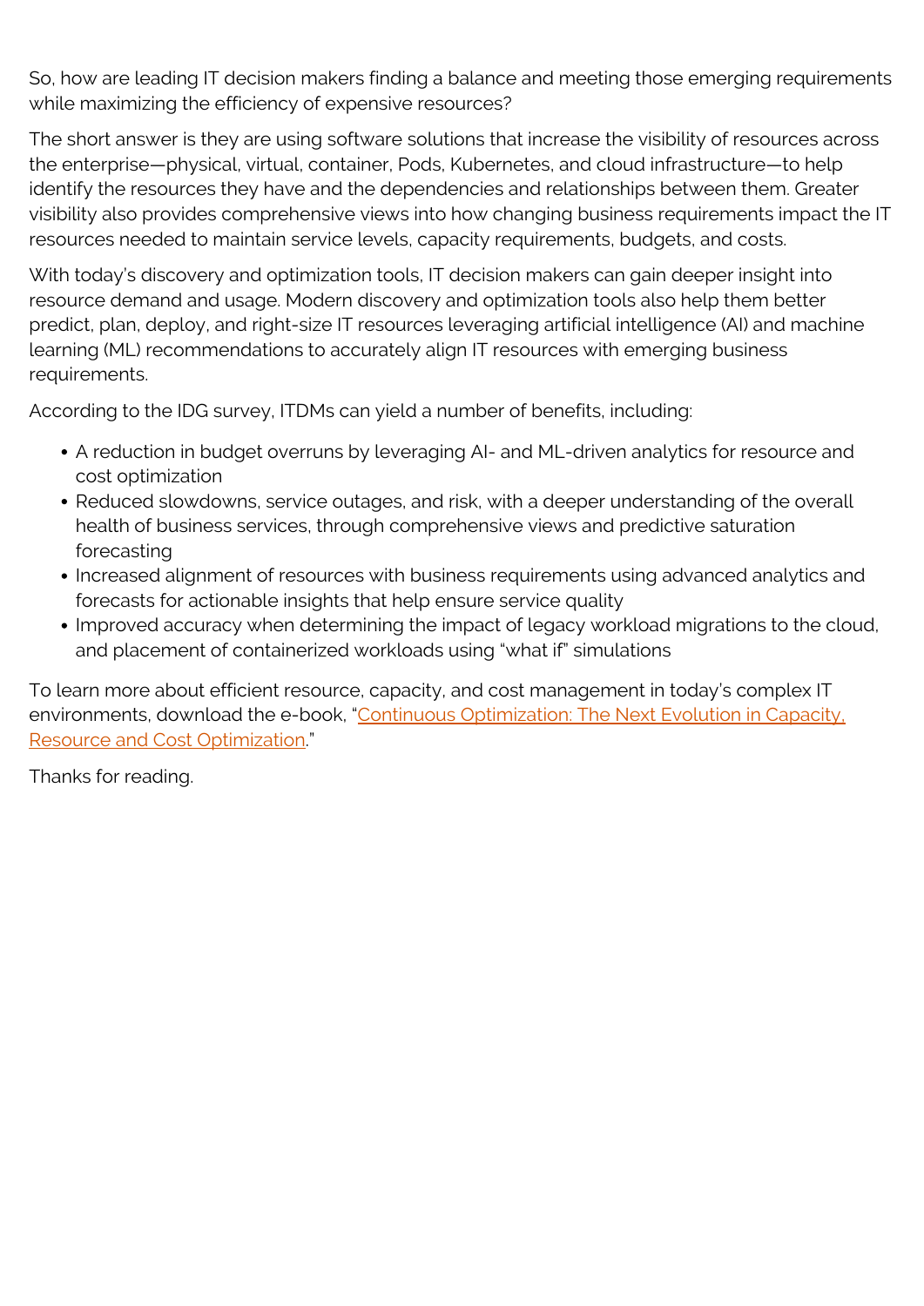So, how are leading IT decision makers finding a balance and meeting those emerging requirements while maximizing the efficiency of expensive resources?

The short answer is they are using software solutions that increase the visibility of resources across the enterprise—physical, virtual, container, Pods, Kubernetes, and cloud infrastructure—to help identify the resources they have and the dependencies and relationships between them. Greater visibility also provides comprehensive views into how changing business requirements impact the IT resources needed to maintain service levels, capacity requirements, budgets, and costs.

With today's discovery and optimization tools, IT decision makers can gain deeper insight into resource demand and usage. Modern discovery and optimization tools also help them better predict, plan, deploy, and right-size IT resources leveraging artificial intelligence (AI) and machine learning (ML) recommendations to accurately align IT resources with emerging business requirements.

According to the IDG survey, ITDMs can yield a number of benefits, including:

- A reduction in budget overruns by leveraging AI- and ML-driven analytics for resource and cost optimization
- Reduced slowdowns, service outages, and risk, with a deeper understanding of the overall health of business services, through comprehensive views and predictive saturation forecasting
- Increased alignment of resources with business requirements using advanced analytics and forecasts for actionable insights that help ensure service quality
- Improved accuracy when determining the impact of legacy workload migrations to the cloud, and placement of containerized workloads using "what if" simulations

To learn more about efficient resource, capacity, and cost management in today's complex IT environments, download the e-book, "Continuous Optimization: The Next Evolution in Capacity, Resource and Cost Optimization."

Thanks for reading.